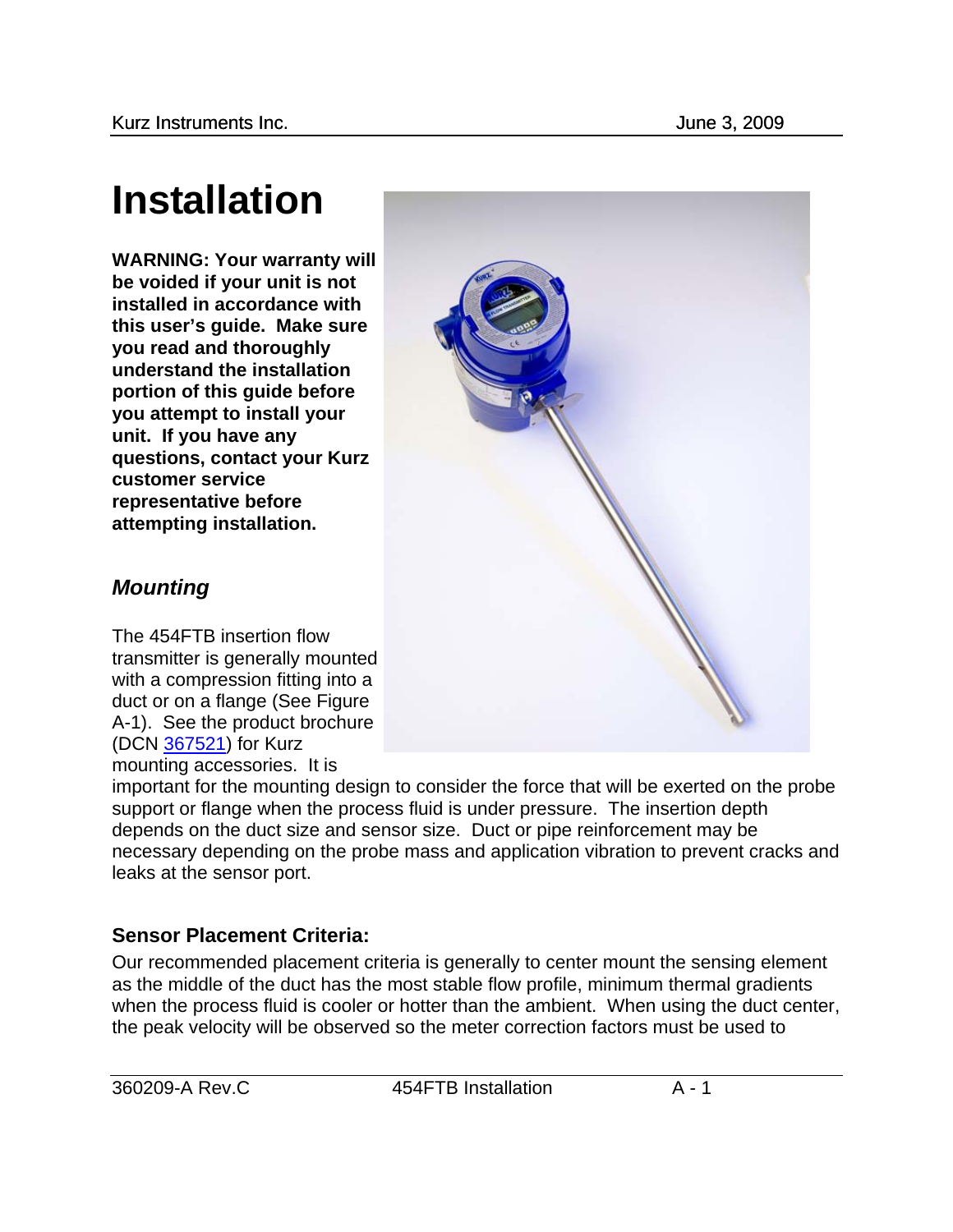# Installation

**WARNING: Your warranty will be voided if your unit is not installed in accordance with this user's guide. Make sure you read and thoroughly understand the installation portion of this guide before you attempt to install your unit. If you have any questions, contact your Kurz customer service representative before attempting installation.**

## *Mounting*

The 454FTB insertion flow transmitter is generally mounted with a compression fitting into a duct or on a flange (See Figure A-1). See the product brochure (DCN 367521) for Kurz mounting accessories. It is important for the mounting design to consider the force that will be exerted on the probe support or flange when the process fluid is under pressure. The insertion depth depends on the duct size and sensor size. Duct or pipe reinforcement may be necessary depending on the probe mass and application vibration to prevent cracks and leaks at the sensor port.

### Sensor Placement Criteria:

Our recommended placement criteria is generally to center mount the sensing element as the middle of the duct has the most stable flow profile, minimum thermal gradients when the process fluid is cooler or hotter than the ambient. When using the duct center, the peak velocity will be observed so the meter correction factors must be used to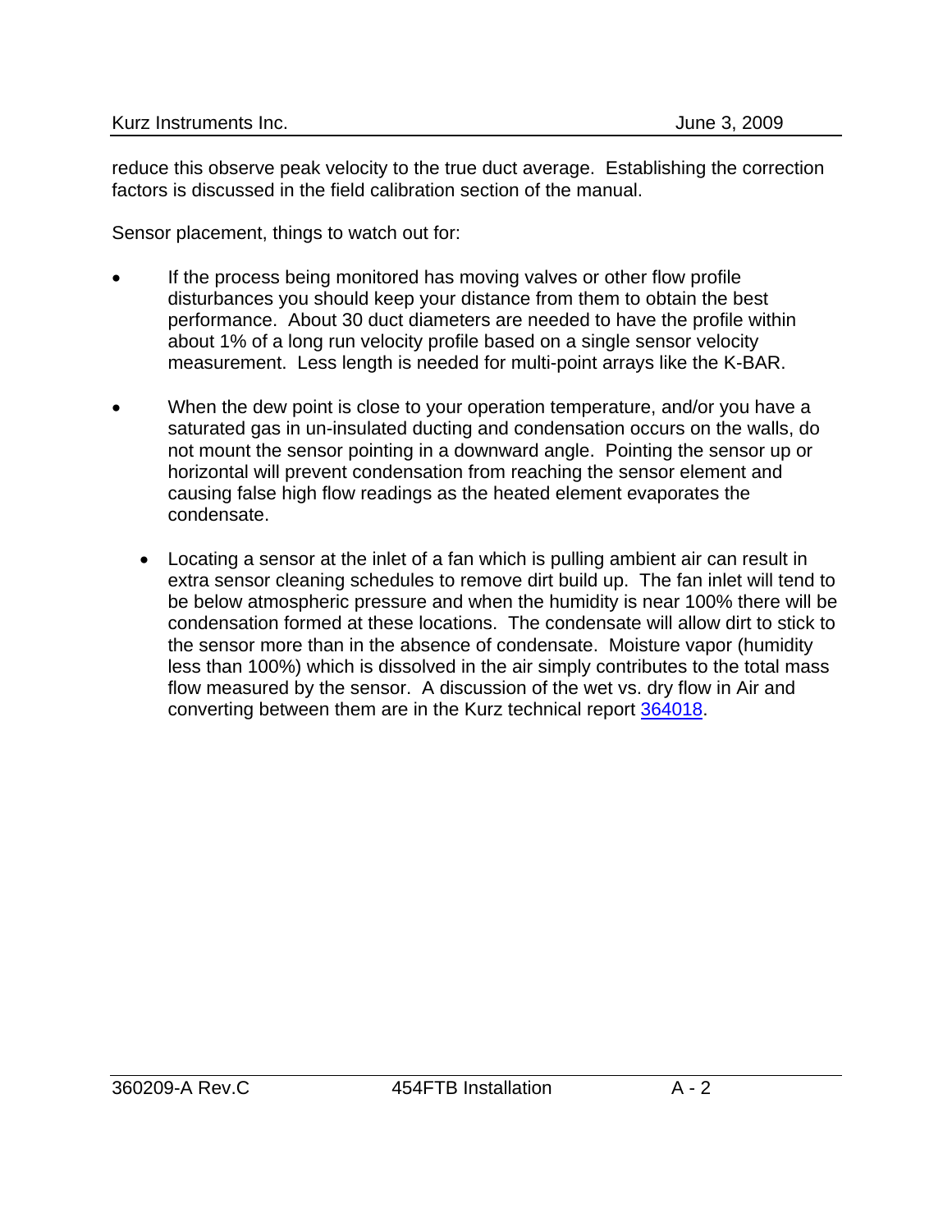reduce this observe peak velocity to the true duct average. Establishing the correction factors is discussed in the field calibration section of the manual.

Sensor placement, things to watch out for:

- If the process being monitored has moving valves or other flow profile disturbances you should keep your distance from them to obtain the best performance. About 30 duct diameters are needed to have the profile within about 1% of a long run velocity profile based on a single sensor velocity measurement. Less length is needed for multi-point arrays like the K-BAR.

- When the dew point is close to your operation temperature, and/or you have a saturated gas in un-insulated ducting and condensation occurs on the walls, do not mount the sensor pointing in a downward angle. Pointing the sensor up or horizontal will prevent condensation from reaching the sensor element and causing false high flow readings as the heated element evaporates the condensate.

- Locating a sensor at the inlet of a fan which is pulling ambient air can result in extra sensor cleaning schedules to remove dirt build up. The fan inlet will tend to be below atmospheric pressure and when the humidity is near 100% there will be condensation formed at these locations. The condensate will allow dirt to stick to the sensor more than in the absence of condensate. Moisture vapor (humidity less than 100%) which is dissolved in the air simply contributes to the total mass flow measured by the sensor. A discussion of the wet vs. dry flow in Air and converting between them are in the Kurz technical report 364018.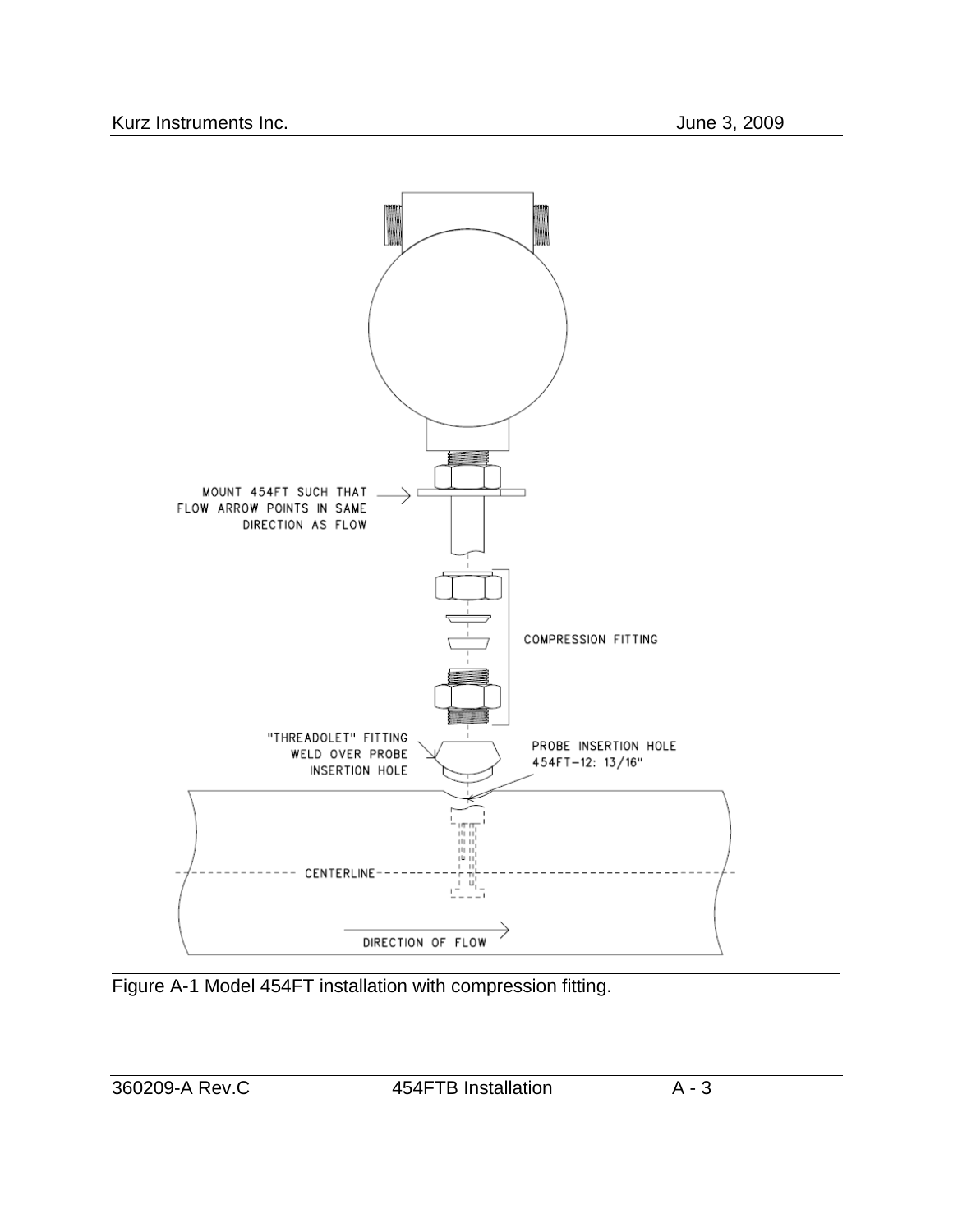MOUNT 454FT SUCH THAT FLOW ARROW POINTS IN SAME DIRECTION AS FLOW

COMPRESSION FITTING

"THREADOLET" FITTING WELD OVER PROBE INSERTION HOLE

PROBE INSERTION HOLE 454FT-12: 13/16"

CENTERLINE

DIRECTION OF FLOW

Figure A-1 Model 454FT installation with compression fitting.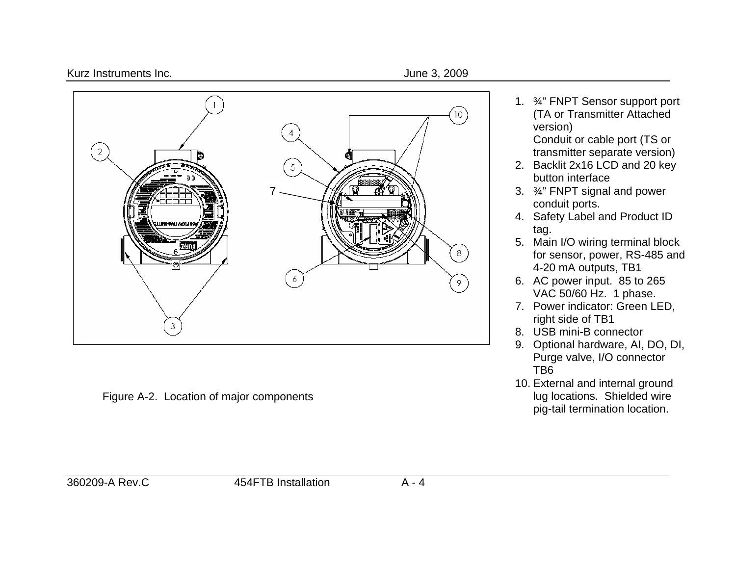Figure A-2. Location of major components

1. ¾” FNPT Sensor support port (TA or Transmitter Attached version)
   Conduit or cable port (TS or transmitter separate version)
2. Backlit 2x16 LCD and 20 key button interface
3. ¾” FNPT signal and power conduit ports.
4. Safety Label and Product ID tag.
5. Main I/O wiring terminal block for sensor, power, RS-485 and 4-20 mA outputs, TB1
6. AC power input. 85 to 265 VAC 50/60 Hz. 1 phase.
7. Power indicator: Green LED, right side of TB1
8. USB mini-B connector
9. Optional hardware, AI, DO, DI, Purge valve, I/O connector TB6
10. External and internal ground lug locations. Shielded wire pig-tail termination location.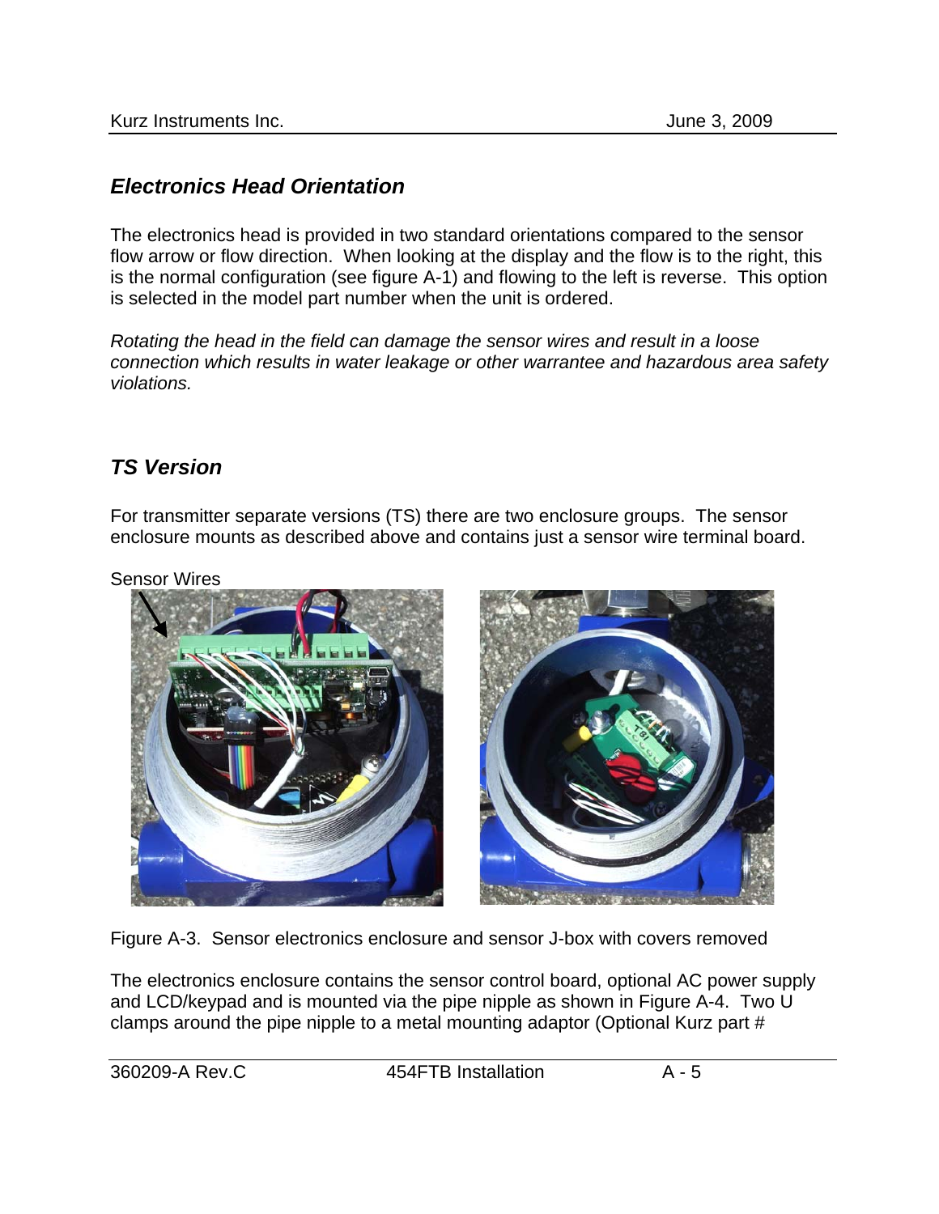## *Electronics Head Orientation*

The electronics head is provided in two standard orientations compared to the sensor flow arrow or flow direction. When looking at the display and the flow is to the right, this is the normal configuration (see figure A-1) and flowing to the left is reverse. This option is selected in the model part number when the unit is ordered.

*Rotating the head in the field can damage the sensor wires and result in a loose connection which results in water leakage or other warrantee and hazardous area safety violations.*

## *TS Version*

For transmitter separate versions (TS) there are two enclosure groups. The sensor enclosure mounts as described above and contains just a sensor wire terminal board.

Sensor Wires

Figure A-3. Sensor electronics enclosure and sensor J-box with covers removed

The electronics enclosure contains the sensor control board, optional AC power supply and LCD/keypad and is mounted via the pipe nipple as shown in Figure A-4. Two U clamps around the pipe nipple to a metal mounting adaptor (Optional Kurz part #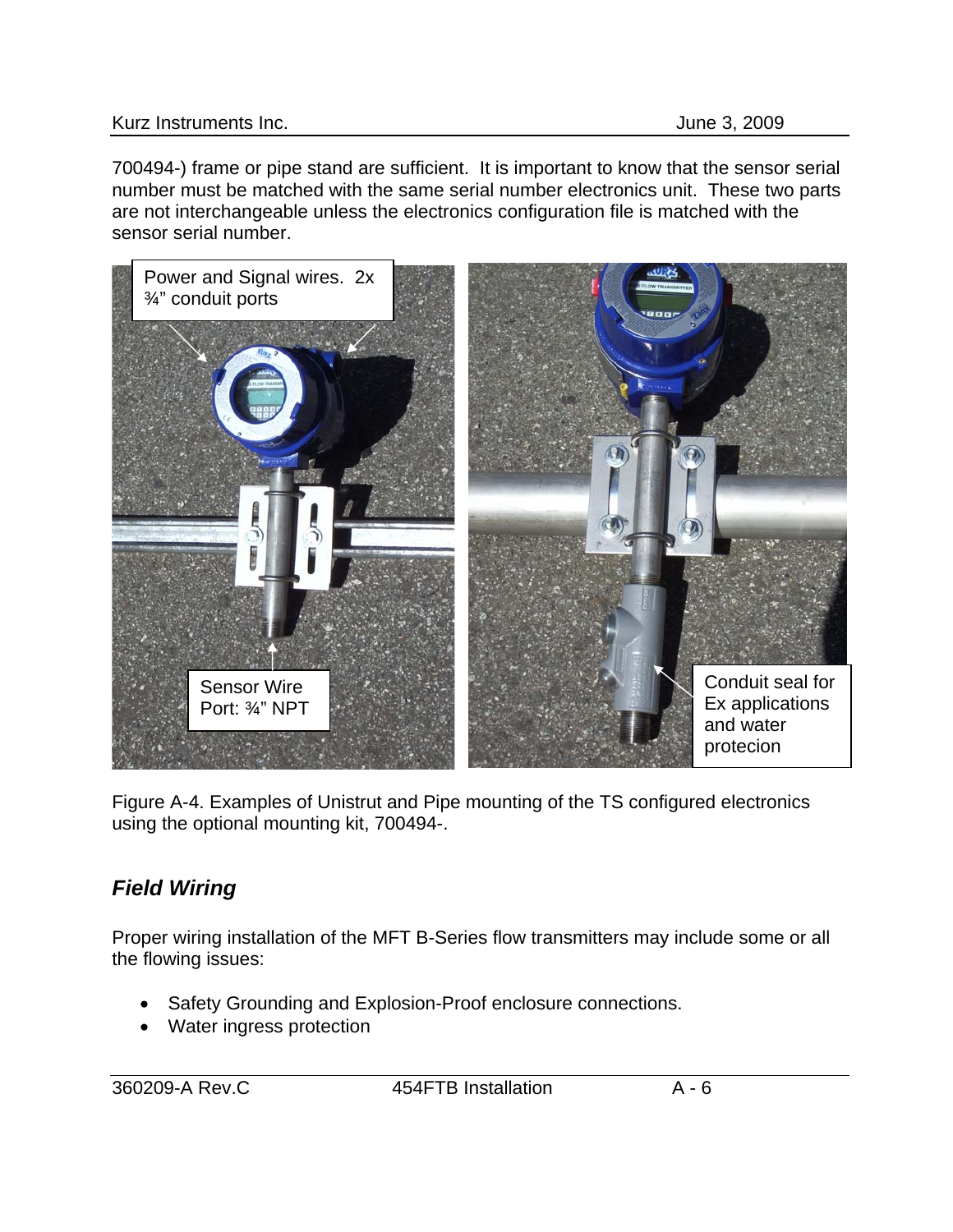700494-) frame or pipe stand are sufficient. It is important to know that the sensor serial number must be matched with the same serial number electronics unit. These two parts are not interchangeable unless the electronics configuration file is matched with the sensor serial number.

Power and Signal wires. 2x ¾" conduit ports

Sensor Wire Port: ¾" NPT

Conduit seal for Ex applications and water protecion

Figure A-4. Examples of Unistrut and Pipe mounting of the TS configured electronics using the optional mounting kit, 700494-.

## *Field Wiring*

Proper wiring installation of the MFT B-Series flow transmitters may include some or all the flowing issues:

- Safety Grounding and Explosion-Proof enclosure connections.
- Water ingress protection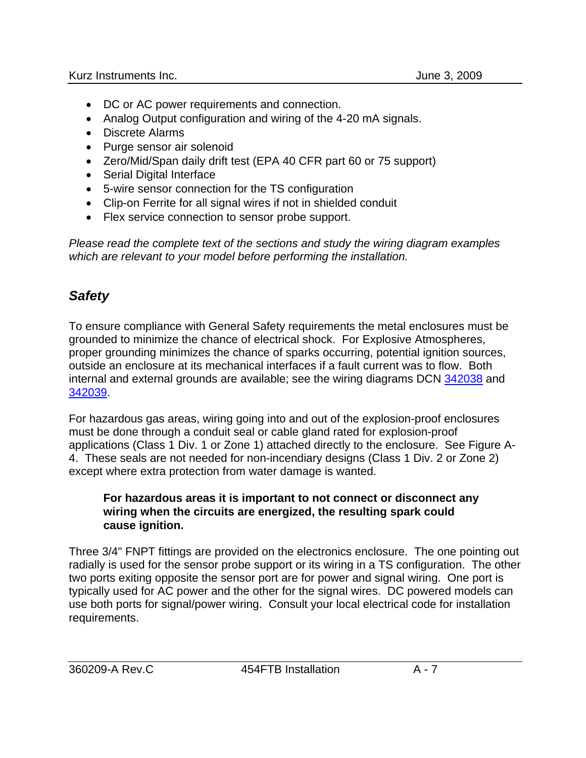- DC or AC power requirements and connection.
- Analog Output configuration and wiring of the 4-20 mA signals.
- Discrete Alarms
- Purge sensor air solenoid
- Zero/Mid/Span daily drift test (EPA 40 CFR part 60 or 75 support)
- Serial Digital Interface
- 5-wire sensor connection for the TS configuration
- Clip-on Ferrite for all signal wires if not in shielded conduit
- Flex service connection to sensor probe support.

*Please read the complete text of the sections and study the wiring diagram examples which are relevant to your model before performing the installation.*

## *Safety*

To ensure compliance with General Safety requirements the metal enclosures must be grounded to minimize the chance of electrical shock. For Explosive Atmospheres, proper grounding minimizes the chance of sparks occurring, potential ignition sources, outside an enclosure at its mechanical interfaces if a fault current was to flow. Both internal and external grounds are available; see the wiring diagrams DCN 342038 and 342039.

For hazardous gas areas, wiring going into and out of the explosion-proof enclosures must be done through a conduit seal or cable gland rated for explosion-proof applications (Class 1 Div. 1 or Zone 1) attached directly to the enclosure. See Figure A-4. These seals are not needed for non-incendiary designs (Class 1 Div. 2 or Zone 2) except where extra protection from water damage is wanted.

> **For hazardous areas it is important to not connect or disconnect any wiring when the circuits are energized, the resulting spark could cause ignition.**

Three 3/4" FNPT fittings are provided on the electronics enclosure. The one pointing out radially is used for the sensor probe support or its wiring in a TS configuration. The other two ports exiting opposite the sensor port are for power and signal wiring. One port is typically used for AC power and the other for the signal wires. DC powered models can use both ports for signal/power wiring. Consult your local electrical code for installation requirements.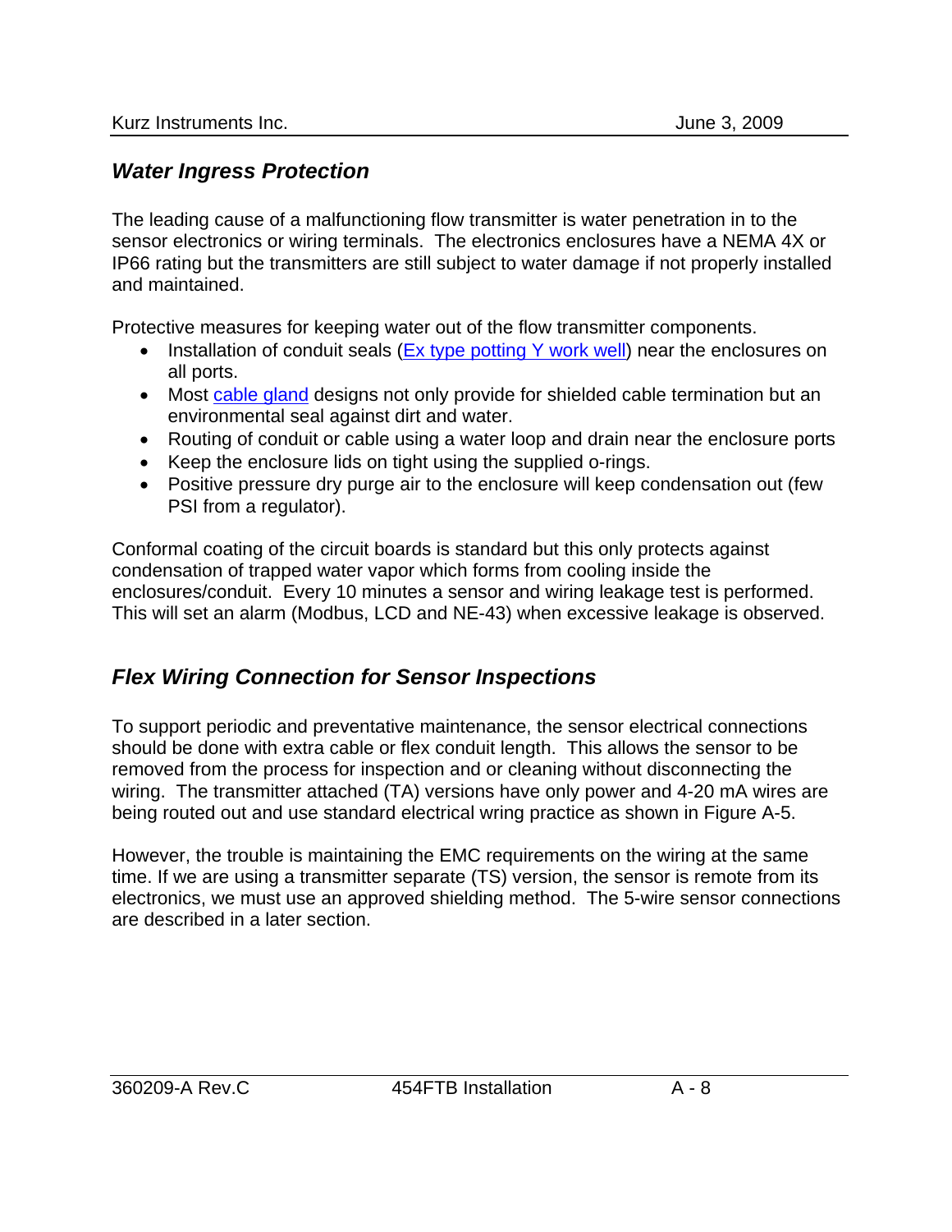## *Water Ingress Protection*

The leading cause of a malfunctioning flow transmitter is water penetration in to the sensor electronics or wiring terminals. The electronics enclosures have a NEMA 4X or IP66 rating but the transmitters are still subject to water damage if not properly installed and maintained.

Protective measures for keeping water out of the flow transmitter components.

- Installation of conduit seals (Ex type potting Y work well) near the enclosures on all ports.
- Most cable gland designs not only provide for shielded cable termination but an environmental seal against dirt and water.
- Routing of conduit or cable using a water loop and drain near the enclosure ports
- Keep the enclosure lids on tight using the supplied o-rings.
- Positive pressure dry purge air to the enclosure will keep condensation out (few PSI from a regulator).

Conformal coating of the circuit boards is standard but this only protects against condensation of trapped water vapor which forms from cooling inside the enclosures/conduit. Every 10 minutes a sensor and wiring leakage test is performed. This will set an alarm (Modbus, LCD and NE-43) when excessive leakage is observed.

## *Flex Wiring Connection for Sensor Inspections*

To support periodic and preventative maintenance, the sensor electrical connections should be done with extra cable or flex conduit length. This allows the sensor to be removed from the process for inspection and or cleaning without disconnecting the wiring. The transmitter attached (TA) versions have only power and 4-20 mA wires are being routed out and use standard electrical wring practice as shown in Figure A-5.

However, the trouble is maintaining the EMC requirements on the wiring at the same time. If we are using a transmitter separate (TS) version, the sensor is remote from its electronics, we must use an approved shielding method. The 5-wire sensor connections are described in a later section.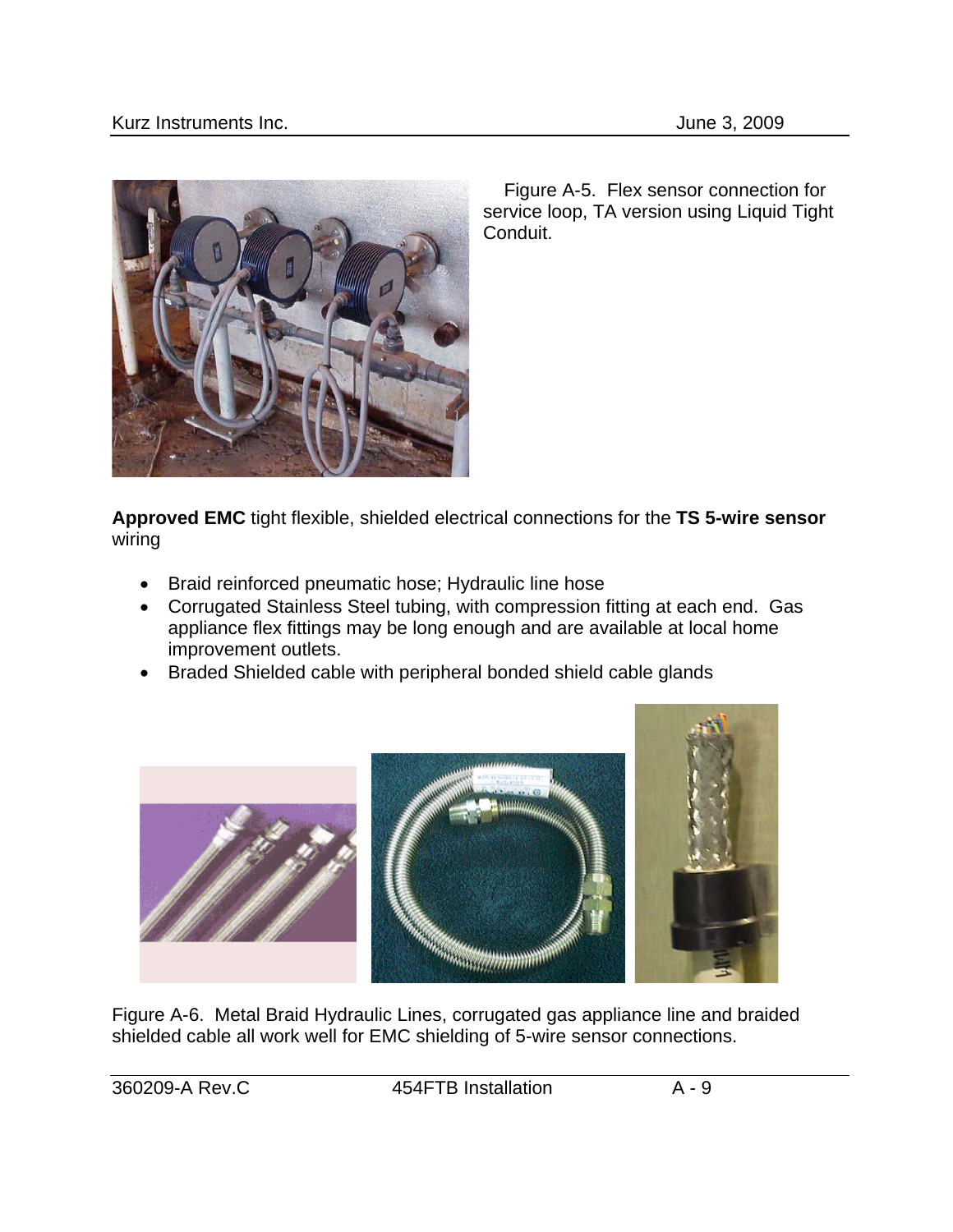Figure A-5. Flex sensor connection for service loop, TA version using Liquid Tight Conduit.

**Approved EMC** tight flexible, shielded electrical connections for the **TS 5-wire sensor** wiring

- Braid reinforced pneumatic hose; Hydraulic line hose
- Corrugated Stainless Steel tubing, with compression fitting at each end. Gas appliance flex fittings may be long enough and are available at local home improvement outlets.
- Braded Shielded cable with peripheral bonded shield cable glands

Figure A-6. Metal Braid Hydraulic Lines, corrugated gas appliance line and braided shielded cable all work well for EMC shielding of 5-wire sensor connections.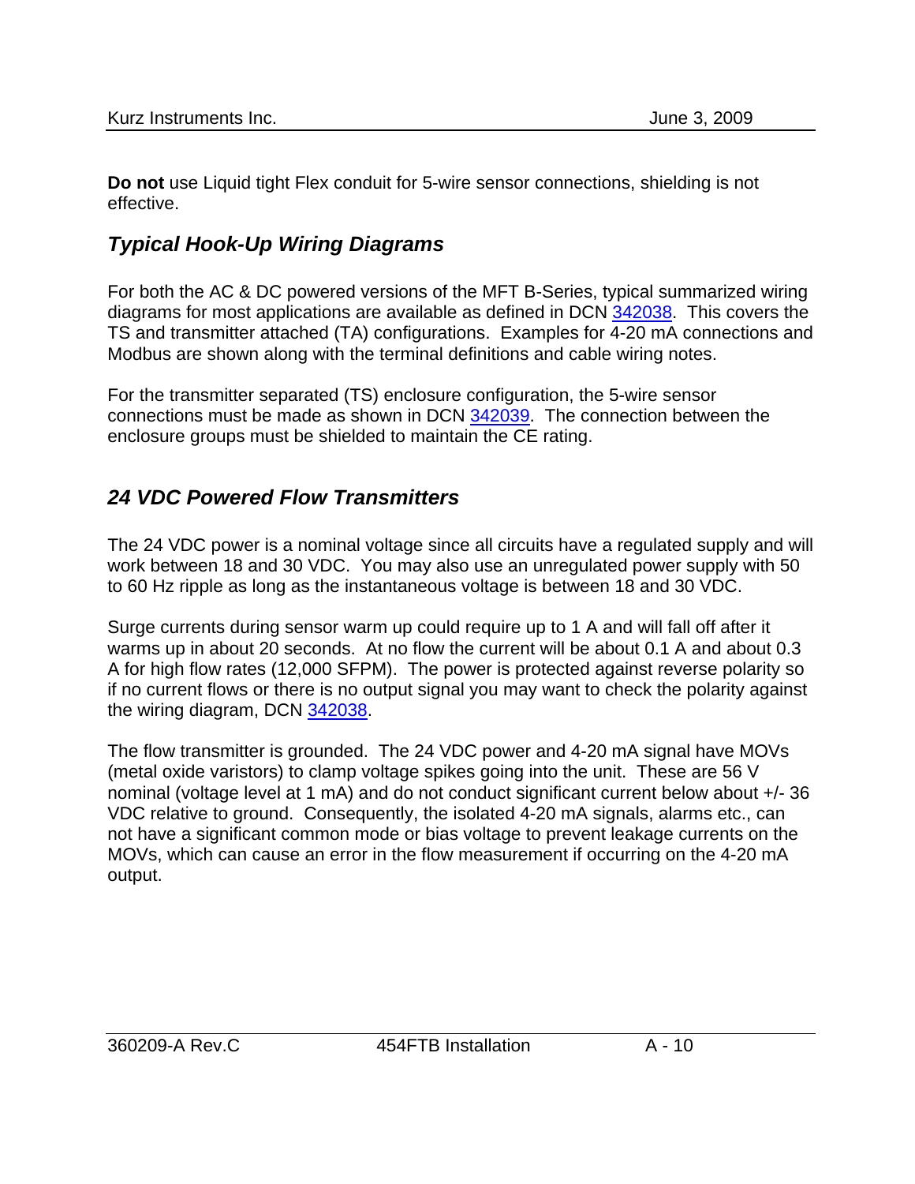**Do not** use Liquid tight Flex conduit for 5-wire sensor connections, shielding is not effective.

## *Typical Hook-Up Wiring Diagrams*

For both the AC & DC powered versions of the MFT B-Series, typical summarized wiring diagrams for most applications are available as defined in DCN 342038. This covers the TS and transmitter attached (TA) configurations. Examples for 4-20 mA connections and Modbus are shown along with the terminal definitions and cable wiring notes.

For the transmitter separated (TS) enclosure configuration, the 5-wire sensor connections must be made as shown in DCN 342039. The connection between the enclosure groups must be shielded to maintain the CE rating.

## *24 VDC Powered Flow Transmitters*

The 24 VDC power is a nominal voltage since all circuits have a regulated supply and will work between 18 and 30 VDC. You may also use an unregulated power supply with 50 to 60 Hz ripple as long as the instantaneous voltage is between 18 and 30 VDC.

Surge currents during sensor warm up could require up to 1 A and will fall off after it warms up in about 20 seconds. At no flow the current will be about 0.1 A and about 0.3 A for high flow rates (12,000 SFPM). The power is protected against reverse polarity so if no current flows or there is no output signal you may want to check the polarity against the wiring diagram, DCN 342038.

The flow transmitter is grounded. The 24 VDC power and 4-20 mA signal have MOVs (metal oxide varistors) to clamp voltage spikes going into the unit. These are 56 V nominal (voltage level at 1 mA) and do not conduct significant current below about +/- 36 VDC relative to ground. Consequently, the isolated 4-20 mA signals, alarms etc., can not have a significant common mode or bias voltage to prevent leakage currents on the MOVs, which can cause an error in the flow measurement if occurring on the 4-20 mA output.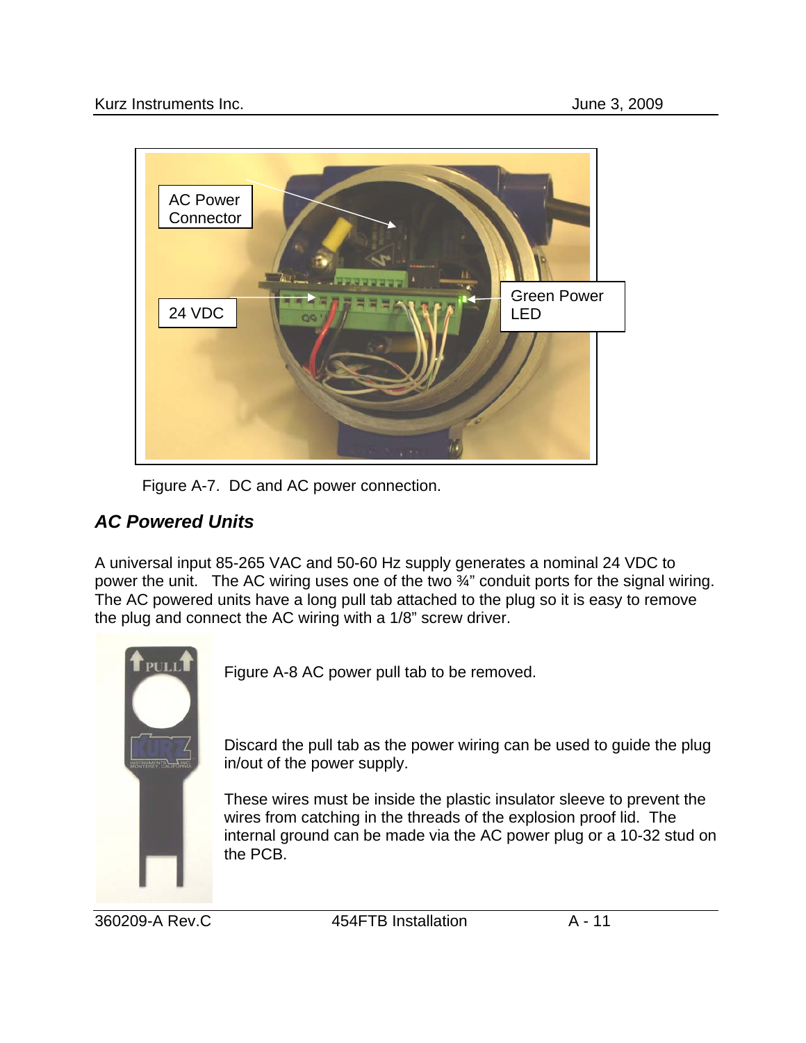Figure A-7. DC and AC power connection.

### *AC Powered Units*

A universal input 85-265 VAC and 50-60 Hz supply generates a nominal 24 VDC to power the unit. The AC wiring uses one of the two ¾" conduit ports for the signal wiring. The AC powered units have a long pull tab attached to the plug so it is easy to remove the plug and connect the AC wiring with a 1/8" screw driver.

Figure A-8 AC power pull tab to be removed.

Discard the pull tab as the power wiring can be used to guide the plug in/out of the power supply.

These wires must be inside the plastic insulator sleeve to prevent the wires from catching in the threads of the explosion proof lid. The internal ground can be made via the AC power plug or a 10-32 stud on the PCB.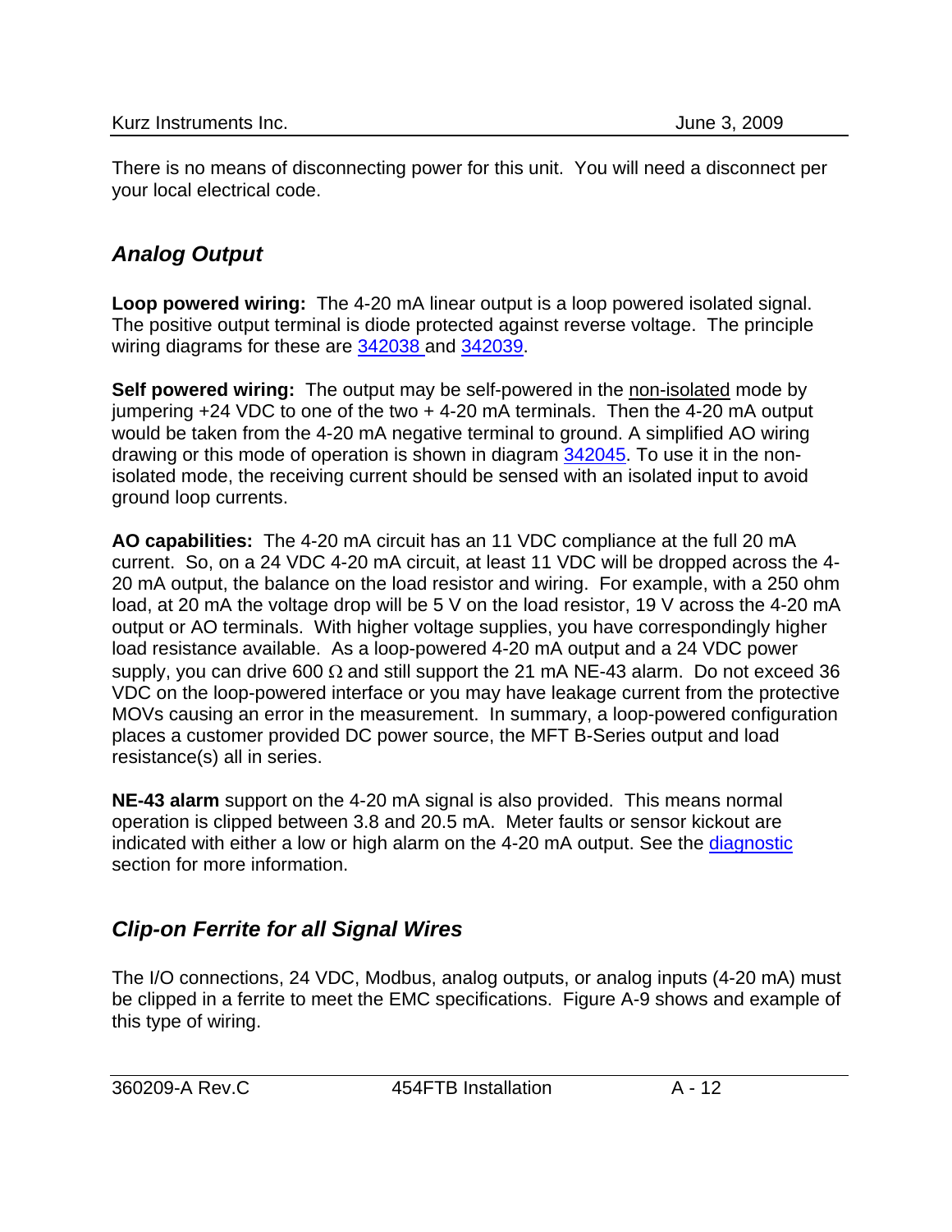There is no means of disconnecting power for this unit. You will need a disconnect per your local electrical code.

## *Analog Output*

**Loop powered wiring:** The 4-20 mA linear output is a loop powered isolated signal. The positive output terminal is diode protected against reverse voltage. The principle wiring diagrams for these are 342038 and 342039.

**Self powered wiring:** The output may be self-powered in the non-isolated mode by jumpering +24 VDC to one of the two + 4-20 mA terminals. Then the 4-20 mA output would be taken from the 4-20 mA negative terminal to ground. A simplified AO wiring drawing or this mode of operation is shown in diagram 342045. To use it in the non-isolated mode, the receiving current should be sensed with an isolated input to avoid ground loop currents.

**AO capabilities:** The 4-20 mA circuit has an 11 VDC compliance at the full 20 mA current. So, on a 24 VDC 4-20 mA circuit, at least 11 VDC will be dropped across the 4-20 mA output, the balance on the load resistor and wiring. For example, with a 250 ohm load, at 20 mA the voltage drop will be 5 V on the load resistor, 19 V across the 4-20 mA output or AO terminals. With higher voltage supplies, you have correspondingly higher load resistance available. As a loop-powered 4-20 mA output and a 24 VDC power supply, you can drive 600 Ω and still support the 21 mA NE-43 alarm. Do not exceed 36 VDC on the loop-powered interface or you may have leakage current from the protective MOVs causing an error in the measurement. In summary, a loop-powered configuration places a customer provided DC power source, the MFT B-Series output and load resistance(s) all in series.

**NE-43 alarm** support on the 4-20 mA signal is also provided. This means normal operation is clipped between 3.8 and 20.5 mA. Meter faults or sensor kickout are indicated with either a low or high alarm on the 4-20 mA output. See the diagnostic section for more information.

## *Clip-on Ferrite for all Signal Wires*

The I/O connections, 24 VDC, Modbus, analog outputs, or analog inputs (4-20 mA) must be clipped in a ferrite to meet the EMC specifications. Figure A-9 shows and example of this type of wiring.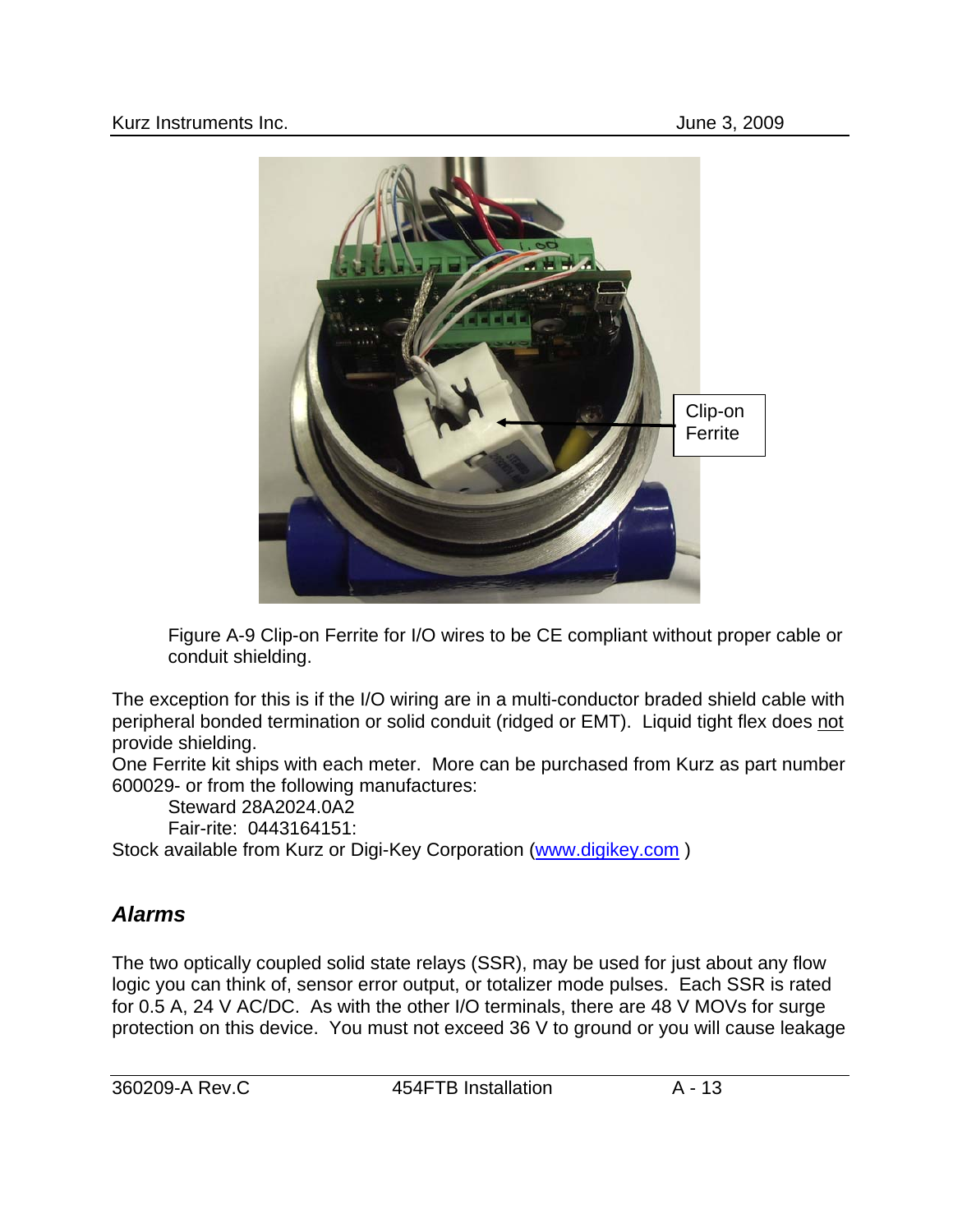Figure A-9 Clip-on Ferrite for I/O wires to be CE compliant without proper cable or conduit shielding.

The exception for this is if the I/O wiring are in a multi-conductor braded shield cable with peripheral bonded termination or solid conduit (ridged or EMT). Liquid tight flex does not provide shielding.

One Ferrite kit ships with each meter. More can be purchased from Kurz as part number 600029- or from the following manufactures:

Steward 28A2024.0A2

Fair-rite: 0443164151:

Stock available from Kurz or Digi-Key Corporation (www.digikey.com )

## *Alarms*

The two optically coupled solid state relays (SSR), may be used for just about any flow logic you can think of, sensor error output, or totalizer mode pulses. Each SSR is rated for 0.5 A, 24 V AC/DC. As with the other I/O terminals, there are 48 V MOVs for surge protection on this device. You must not exceed 36 V to ground or you will cause leakage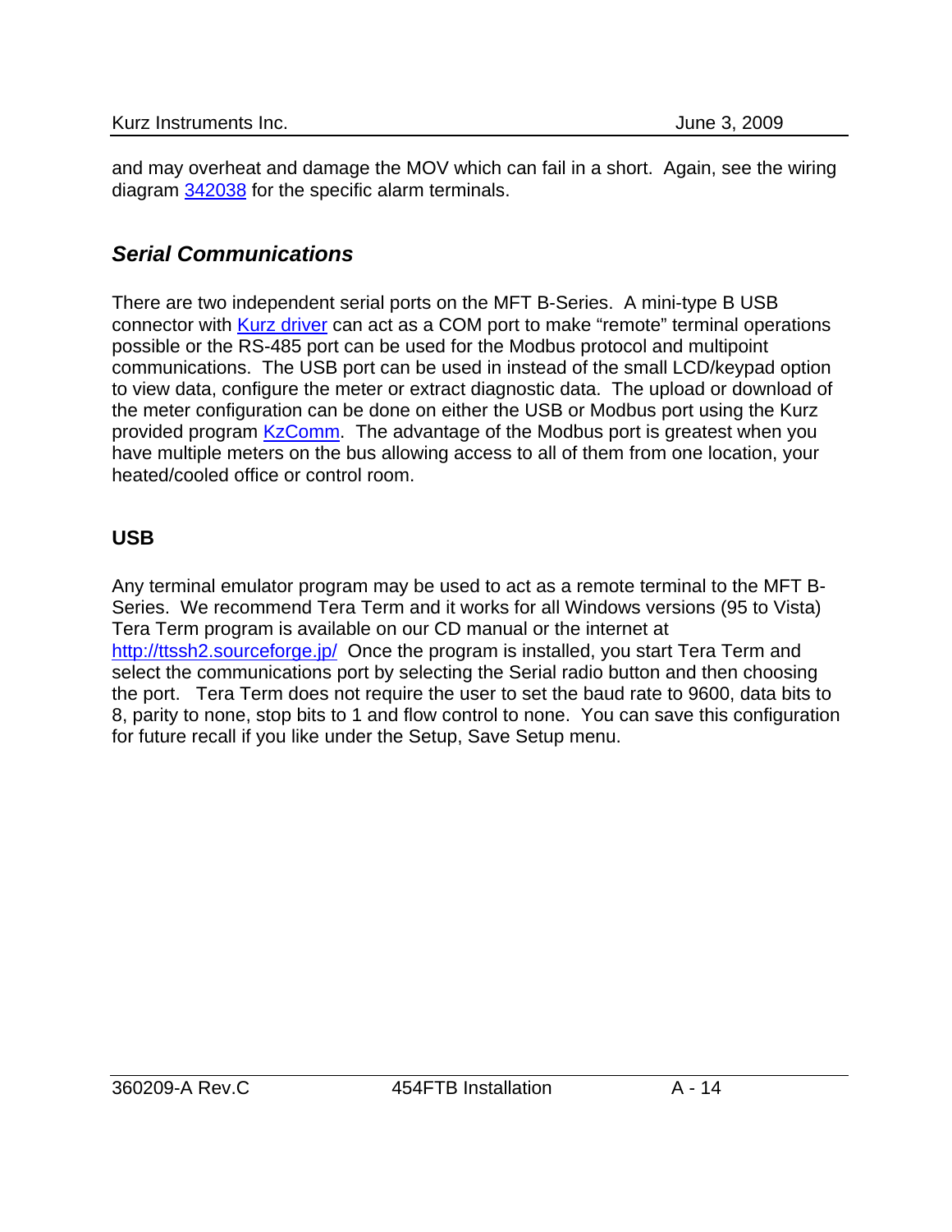and may overheat and damage the MOV which can fail in a short. Again, see the wiring diagram [342038](342038) for the specific alarm terminals.

### *Serial Communications*

There are two independent serial ports on the MFT B-Series. A mini-type B USB connector with [Kurz driver](Kurz driver) can act as a COM port to make "remote" terminal operations possible or the RS-485 port can be used for the Modbus protocol and multipoint communications. The USB port can be used in instead of the small LCD/keypad option to view data, configure the meter or extract diagnostic data. The upload or download of the meter configuration can be done on either the USB or Modbus port using the Kurz provided program [KzComm](KzComm). The advantage of the Modbus port is greatest when you have multiple meters on the bus allowing access to all of them from one location, your heated/cooled office or control room.

#### USB

Any terminal emulator program may be used to act as a remote terminal to the MFT B-Series. We recommend Tera Term and it works for all Windows versions (95 to Vista) Tera Term program is available on our CD manual or the internet at [http://ttssh2.sourceforge.jp/](http://ttssh2.sourceforge.jp/) Once the program is installed, you start Tera Term and select the communications port by selecting the Serial radio button and then choosing the port. Tera Term does not require the user to set the baud rate to 9600, data bits to 8, parity to none, stop bits to 1 and flow control to none. You can save this configuration for future recall if you like under the Setup, Save Setup menu.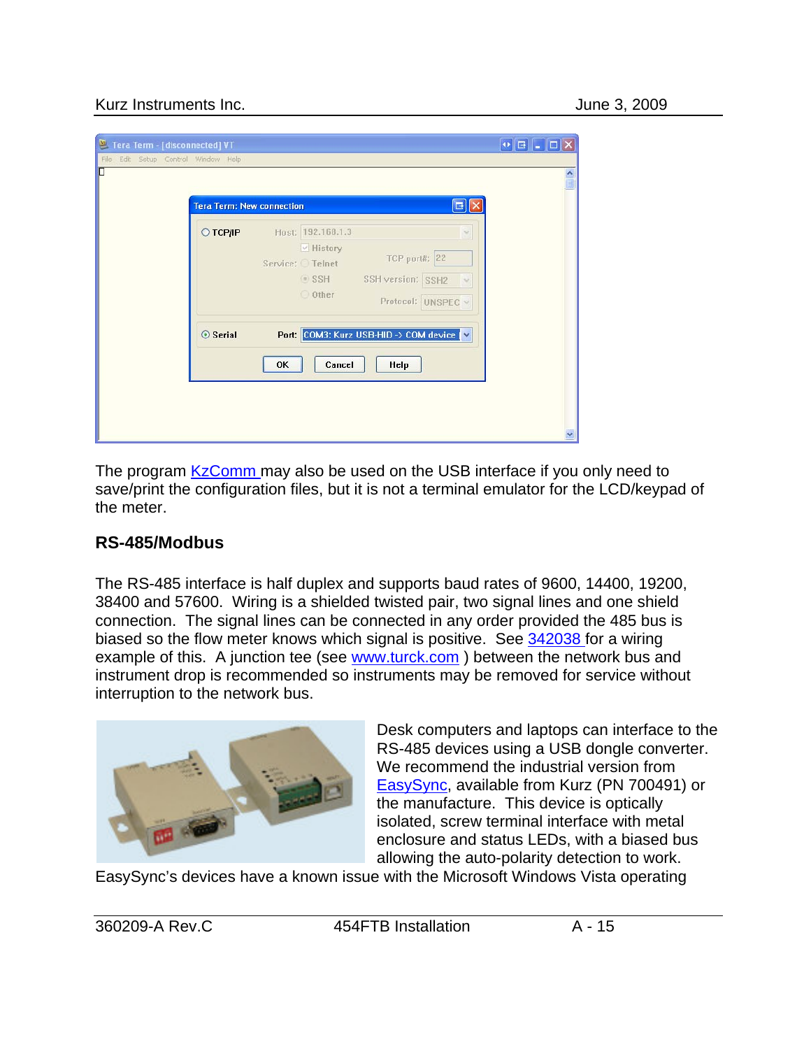The program KzComm may also be used on the USB interface if you only need to save/print the configuration files, but it is not a terminal emulator for the LCD/keypad of the meter.

## RS-485/Modbus

The RS-485 interface is half duplex and supports baud rates of 9600, 14400, 19200, 38400 and 57600. Wiring is a shielded twisted pair, two signal lines and one shield connection. The signal lines can be connected in any order provided the 485 bus is biased so the flow meter knows which signal is positive. See 342038 for a wiring example of this. A junction tee (see www.turck.com ) between the network bus and instrument drop is recommended so instruments may be removed for service without interruption to the network bus.

Desk computers and laptops can interface to the RS-485 devices using a USB dongle converter. We recommend the industrial version from EasySync, available from Kurz (PN 700491) or the manufacture. This device is optically isolated, screw terminal interface with metal enclosure and status LEDs, with a biased bus allowing the auto-polarity detection to work. EasySync's devices have a known issue with the Microsoft Windows Vista operating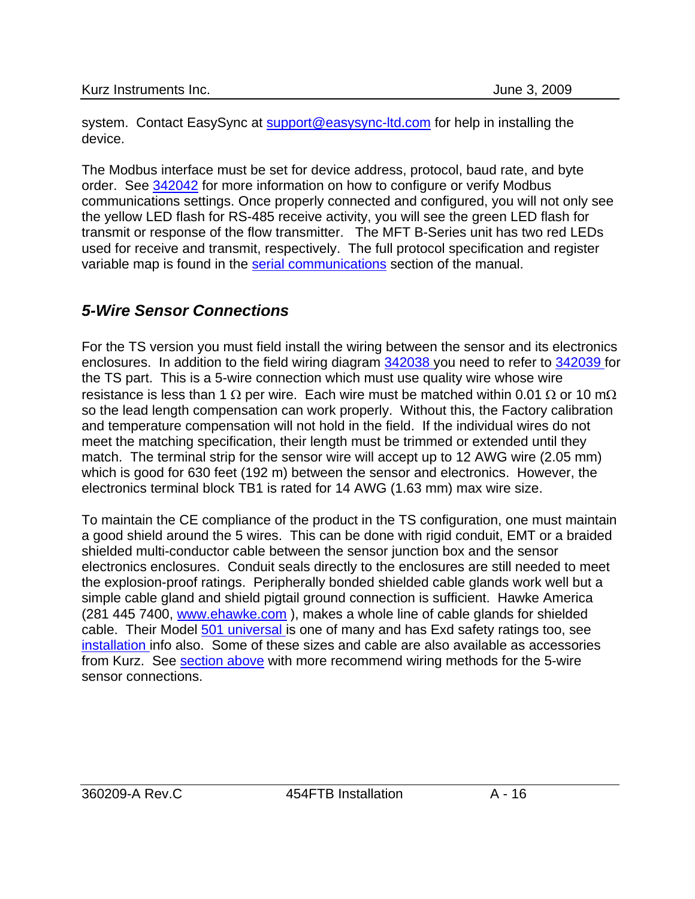system. Contact EasySync at support@easysync-ltd.com for help in installing the device.

The Modbus interface must be set for device address, protocol, baud rate, and byte order. See 342042 for more information on how to configure or verify Modbus communications settings. Once properly connected and configured, you will not only see the yellow LED flash for RS-485 receive activity, you will see the green LED flash for transmit or response of the flow transmitter. The MFT B-Series unit has two red LEDs used for receive and transmit, respectively. The full protocol specification and register variable map is found in the serial communications section of the manual.

## *5-Wire Sensor Connections*

For the TS version you must field install the wiring between the sensor and its electronics enclosures. In addition to the field wiring diagram 342038 you need to refer to 342039 for the TS part. This is a 5-wire connection which must use quality wire whose wire resistance is less than 1 Ω per wire. Each wire must be matched within 0.01 Ω or 10 mΩ so the lead length compensation can work properly. Without this, the Factory calibration and temperature compensation will not hold in the field. If the individual wires do not meet the matching specification, their length must be trimmed or extended until they match. The terminal strip for the sensor wire will accept up to 12 AWG wire (2.05 mm) which is good for 630 feet (192 m) between the sensor and electronics. However, the electronics terminal block TB1 is rated for 14 AWG (1.63 mm) max wire size.

To maintain the CE compliance of the product in the TS configuration, one must maintain a good shield around the 5 wires. This can be done with rigid conduit, EMT or a braided shielded multi-conductor cable between the sensor junction box and the sensor electronics enclosures. Conduit seals directly to the enclosures are still needed to meet the explosion-proof ratings. Peripherally bonded shielded cable glands work well but a simple cable gland and shield pigtail ground connection is sufficient. Hawke America (281 445 7400, www.ehawke.com ), makes a whole line of cable glands for shielded cable. Their Model 501 universal is one of many and has Exd safety ratings too, see installation info also. Some of these sizes and cable are also available as accessories from Kurz. See section above with more recommend wiring methods for the 5-wire sensor connections.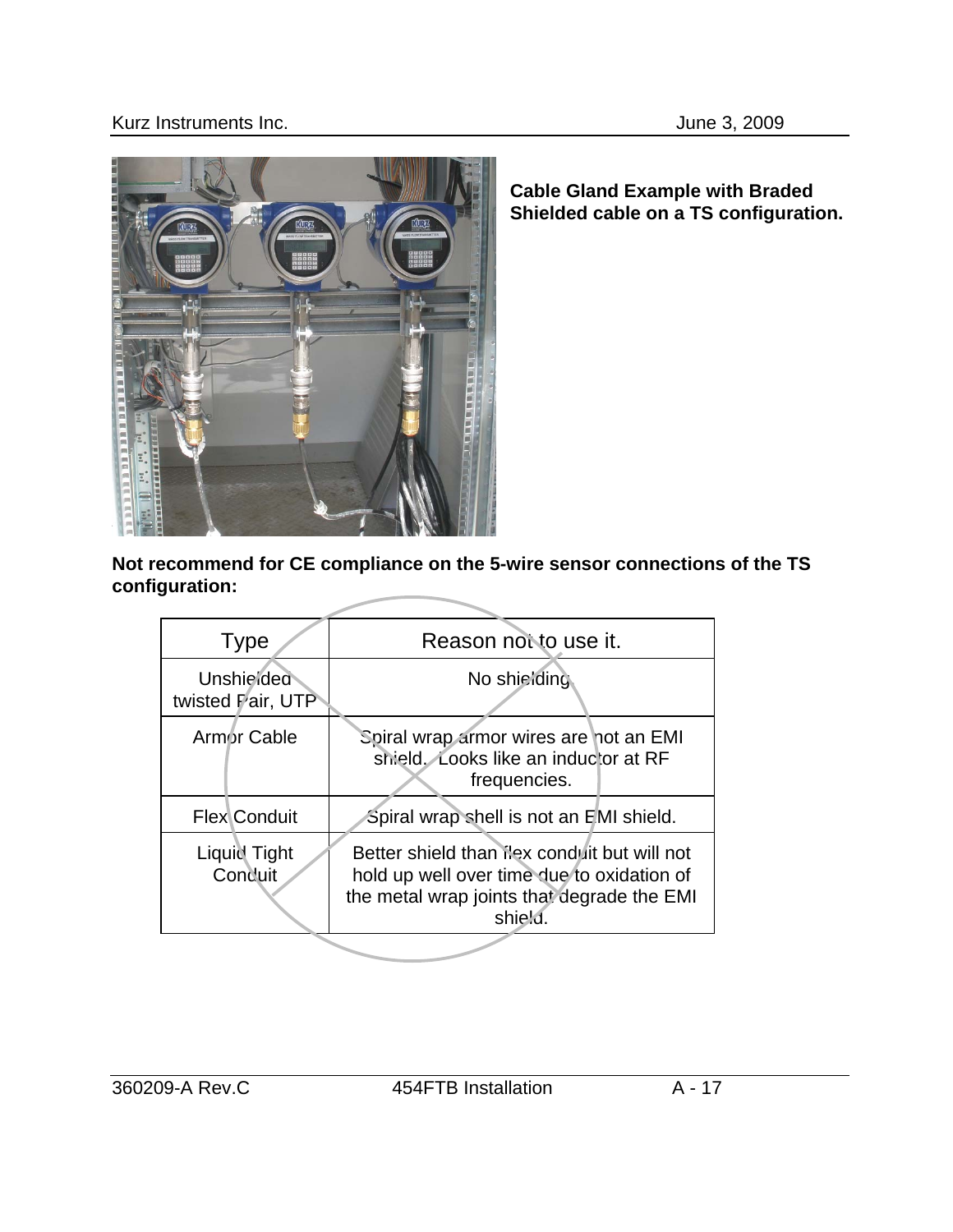**Cable Gland Example with Braded Shielded cable on a TS configuration.**

**Not recommend for CE compliance on the 5-wire sensor connections of the TS configuration:**

| Type | Reason not to use it. |
| --- | --- |
| Unshielded twisted Pair, UTP | No shielding. |
| Armor Cable | Spiral wrap armor wires are not an EMI shield. Looks like an inductor at RF frequencies. |
| Flex Conduit | Spiral wrap shell is not an EMI shield. |
| Liquid Tight Conduit | Better shield than flex conduit but will not hold up well over time due to oxidation of the metal wrap joints that degrade the EMI shield. |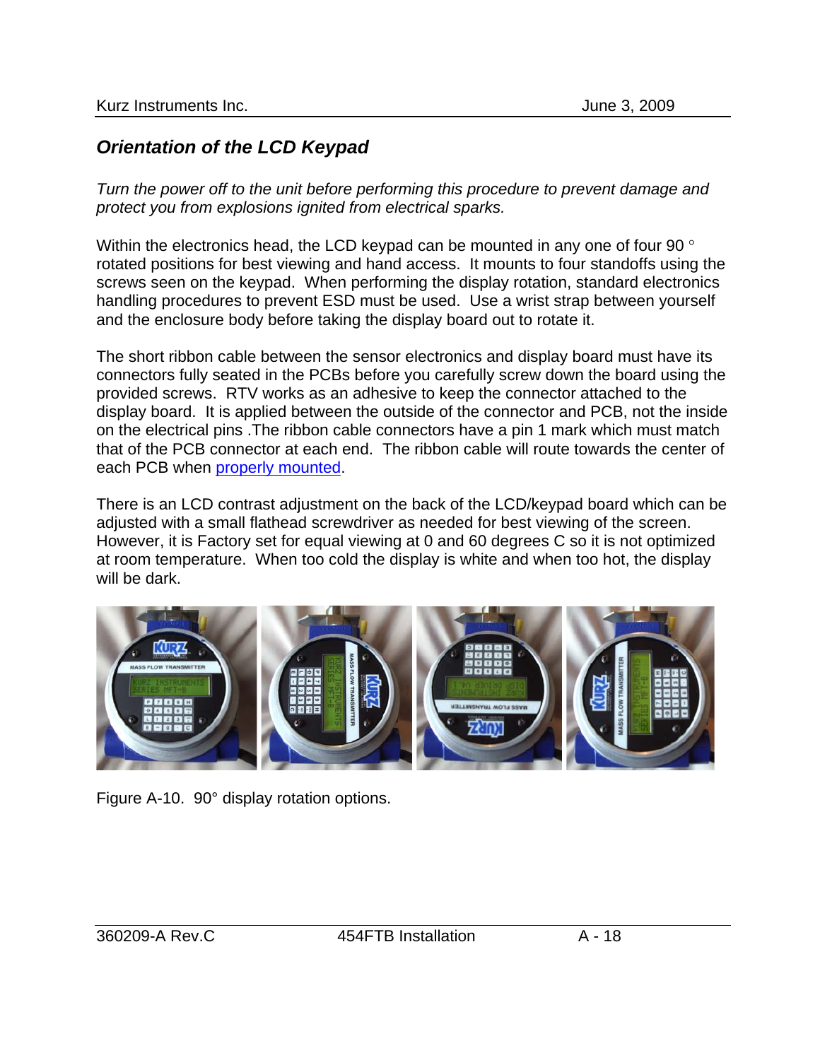## *Orientation of the LCD Keypad*

*Turn the power off to the unit before performing this procedure to prevent damage and protect you from explosions ignited from electrical sparks.*

Within the electronics head, the LCD keypad can be mounted in any one of four 90 ° rotated positions for best viewing and hand access. It mounts to four standoffs using the screws seen on the keypad. When performing the display rotation, standard electronics handling procedures to prevent ESD must be used. Use a wrist strap between yourself and the enclosure body before taking the display board out to rotate it.

The short ribbon cable between the sensor electronics and display board must have its connectors fully seated in the PCBs before you carefully screw down the board using the provided screws. RTV works as an adhesive to keep the connector attached to the display board. It is applied between the outside of the connector and PCB, not the inside on the electrical pins .The ribbon cable connectors have a pin 1 mark which must match that of the PCB connector at each end. The ribbon cable will route towards the center of each PCB when properly mounted.

There is an LCD contrast adjustment on the back of the LCD/keypad board which can be adjusted with a small flathead screwdriver as needed for best viewing of the screen. However, it is Factory set for equal viewing at 0 and 60 degrees C so it is not optimized at room temperature. When too cold the display is white and when too hot, the display will be dark.

Figure A-10. 90° display rotation options.